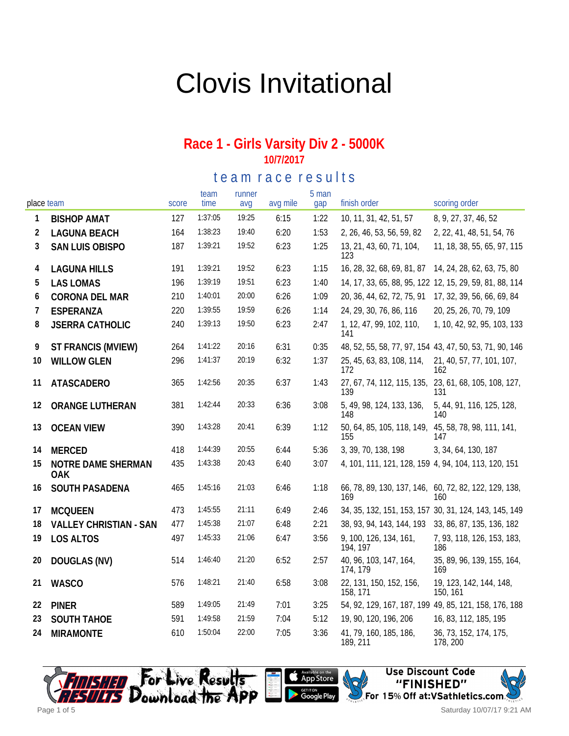# Clovis Invitational

## Race 1 - Girls Varsity Div 2 - 5000K

### 10/7/2017

### team race results

| place | team | score | team time | runner avg | avg mile | 5 man gap | finish order | scoring order |
|---|---|---|---|---|---|---|---|---|
| 1 | BISHOP AMAT | 127 | 1:37:05 | 19:25 | 6:15 | 1:22 | 10, 11, 31, 42, 51, 57 | 8, 9, 27, 37, 46, 52 |
| 2 | LAGUNA BEACH | 164 | 1:38:23 | 19:40 | 6:20 | 1:53 | 2, 26, 46, 53, 56, 59, 82 | 2, 22, 41, 48, 51, 54, 76 |
| 3 | SAN LUIS OBISPO | 187 | 1:39:21 | 19:52 | 6:23 | 1:25 | 13, 21, 43, 60, 71, 104, 123 | 11, 18, 38, 55, 65, 97, 115 |
| 4 | LAGUNA HILLS | 191 | 1:39:21 | 19:52 | 6:23 | 1:15 | 16, 28, 32, 68, 69, 81, 87 | 14, 24, 28, 62, 63, 75, 80 |
| 5 | LAS LOMAS | 196 | 1:39:19 | 19:51 | 6:23 | 1:40 | 14, 17, 33, 65, 88, 95, 122 | 12, 15, 29, 59, 81, 88, 114 |
| 6 | CORONA DEL MAR | 210 | 1:40:01 | 20:00 | 6:26 | 1:09 | 20, 36, 44, 62, 72, 75, 91 | 17, 32, 39, 56, 66, 69, 84 |
| 7 | ESPERANZA | 220 | 1:39:55 | 19:59 | 6:26 | 1:14 | 24, 29, 30, 76, 86, 116 | 20, 25, 26, 70, 79, 109 |
| 8 | JSERRA CATHOLIC | 240 | 1:39:13 | 19:50 | 6:23 | 2:47 | 1, 12, 47, 99, 102, 110, 141 | 1, 10, 42, 92, 95, 103, 133 |
| 9 | ST FRANCIS (MVIEW) | 264 | 1:41:22 | 20:16 | 6:31 | 0:35 | 48, 52, 55, 58, 77, 97, 154 | 43, 47, 50, 53, 71, 90, 146 |
| 10 | WILLOW GLEN | 296 | 1:41:37 | 20:19 | 6:32 | 1:37 | 25, 45, 63, 83, 108, 114, 172 | 21, 40, 57, 77, 101, 107, 162 |
| 11 | ATASCADERO | 365 | 1:42:56 | 20:35 | 6:37 | 1:43 | 27, 67, 74, 112, 115, 135, 139 | 23, 61, 68, 105, 108, 127, 131 |
| 12 | ORANGE LUTHERAN | 381 | 1:42:44 | 20:33 | 6:36 | 3:08 | 5, 49, 98, 124, 133, 136, 148 | 5, 44, 91, 116, 125, 128, 140 |
| 13 | OCEAN VIEW | 390 | 1:43:28 | 20:41 | 6:39 | 1:12 | 50, 64, 85, 105, 118, 149, 155 | 45, 58, 78, 98, 111, 141, 147 |
| 14 | MERCED | 418 | 1:44:39 | 20:55 | 6:44 | 5:36 | 3, 39, 70, 138, 198 | 3, 34, 64, 130, 187 |
| 15 | NOTRE DAME SHERMAN OAK | 435 | 1:43:38 | 20:43 | 6:40 | 3:07 | 4, 101, 111, 121, 128, 159 | 4, 94, 104, 113, 120, 151 |
| 16 | SOUTH PASADENA | 465 | 1:45:16 | 21:03 | 6:46 | 1:18 | 66, 78, 89, 130, 137, 146, 169 | 60, 72, 82, 122, 129, 138, 160 |
| 17 | MCQUEEN | 473 | 1:45:55 | 21:11 | 6:49 | 2:46 | 34, 35, 132, 151, 153, 157 | 30, 31, 124, 143, 145, 149 |
| 18 | VALLEY CHRISTIAN - SAN | 477 | 1:45:38 | 21:07 | 6:48 | 2:21 | 38, 93, 94, 143, 144, 193 | 33, 86, 87, 135, 136, 182 |
| 19 | LOS ALTOS | 497 | 1:45:33 | 21:06 | 6:47 | 3:56 | 9, 100, 126, 134, 161, 194, 197 | 7, 93, 118, 126, 153, 183, 186 |
| 20 | DOUGLAS (NV) | 514 | 1:46:40 | 21:20 | 6:52 | 2:57 | 40, 96, 103, 147, 164, 174, 179 | 35, 89, 96, 139, 155, 164, 169 |
| 21 | WASCO | 576 | 1:48:21 | 21:40 | 6:58 | 3:08 | 22, 131, 150, 152, 156, 158, 171 | 19, 123, 142, 144, 148, 150, 161 |
| 22 | PINER | 589 | 1:49:05 | 21:49 | 7:01 | 3:25 | 54, 92, 129, 167, 187, 199 | 49, 85, 121, 158, 176, 188 |
| 23 | SOUTH TAHOE | 591 | 1:49:58 | 21:59 | 7:04 | 5:12 | 19, 90, 120, 196, 206 | 16, 83, 112, 185, 195 |
| 24 | MIRAMONTE | 610 | 1:50:04 | 22:00 | 7:05 | 3:36 | 41, 79, 160, 185, 186, 189, 211 | 36, 73, 152, 174, 175, 178, 200 |

For Live Results Download the App

Use Discount Code "FINISHED" For 15% Off at:VSathletics.com

Saturday 10/07/17 9:21 AM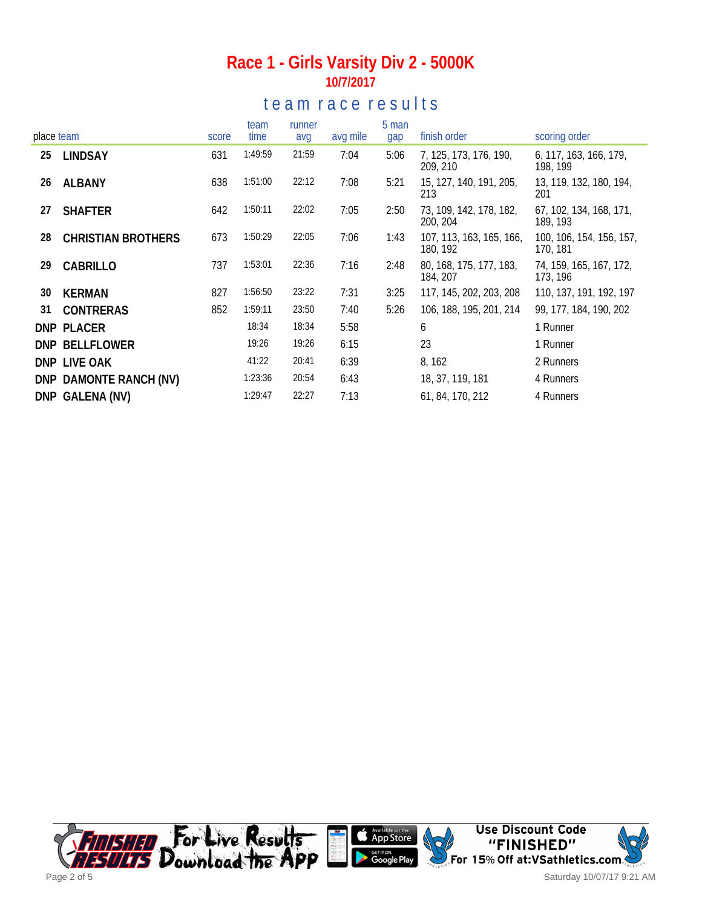# Race 1 - Girls Varsity Div 2 - 5000K

**10/7/2017**

## team race results

| place | team | score | team time | runner avg | avg mile | 5 man gap | finish order | scoring order |
|---|---|---|---|---|---|---|---|---|
| 25 | LINDSAY | 631 | 1:49:59 | 21:59 | 7:04 | 5:06 | 7, 125, 173, 176, 190, 209, 210 | 6, 117, 163, 166, 179, 198, 199 |
| 26 | ALBANY | 638 | 1:51:00 | 22:12 | 7:08 | 5:21 | 15, 127, 140, 191, 205, 213 | 13, 119, 132, 180, 194, 201 |
| 27 | SHAFTER | 642 | 1:50:11 | 22:02 | 7:05 | 2:50 | 73, 109, 142, 178, 182, 200, 204 | 67, 102, 134, 168, 171, 189, 193 |
| 28 | CHRISTIAN BROTHERS | 673 | 1:50:29 | 22:05 | 7:06 | 1:43 | 107, 113, 163, 165, 166, 180, 192 | 100, 106, 154, 156, 157, 170, 181 |
| 29 | CABRILLO | 737 | 1:53:01 | 22:36 | 7:16 | 2:48 | 80, 168, 175, 177, 183, 184, 207 | 74, 159, 165, 167, 172, 173, 196 |
| 30 | KERMAN | 827 | 1:56:50 | 23:22 | 7:31 | 3:25 | 117, 145, 202, 203, 208 | 110, 137, 191, 192, 197 |
| 31 | CONTRERAS | 852 | 1:59:11 | 23:50 | 7:40 | 5:26 | 106, 188, 195, 201, 214 | 99, 177, 184, 190, 202 |
| DNP | PLACER | | 18:34 | 18:34 | 5:58 | | 6 | 1 Runner |
| DNP | BELLFLOWER | | 19:26 | 19:26 | 6:15 | | 23 | 1 Runner |
| DNP | LIVE OAK | | 41:22 | 20:41 | 6:39 | | 8, 162 | 2 Runners |
| DNP | DAMONTE RANCH (NV) | | 1:23:36 | 20:54 | 6:43 | | 18, 37, 119, 181 | 4 Runners |
| DNP | GALENA (NV) | | 1:29:47 | 22:27 | 7:13 | | 61, 84, 170, 212 | 4 Runners |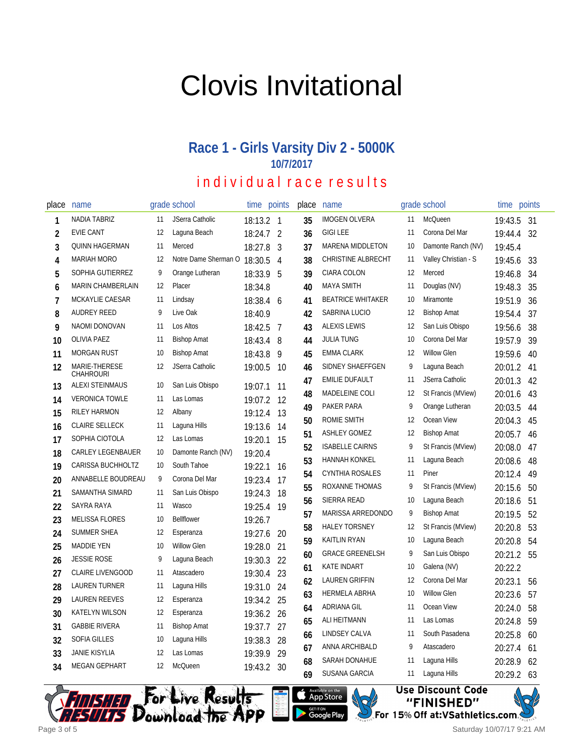# Clovis Invitational

## Race 1 - Girls Varsity Div 2 - 5000K

### 10/7/2017

### individual race results

| place | name | grade | school | time | points |
|---|---|---|---|---|---|
| 1 | NADIA TABRIZ | 11 | JSerra Catholic | 18:13.2 | 1 |
| 2 | EVIE CANT | 12 | Laguna Beach | 18:24.7 | 2 |
| 3 | QUINN HAGERMAN | 11 | Merced | 18:27.8 | 3 |
| 4 | MARIAH MORO | 12 | Notre Dame Sherman O | 18:30.5 | 4 |
| 5 | SOPHIA GUTIERREZ | 9 | Orange Lutheran | 18:33.9 | 5 |
| 6 | MARIN CHAMBERLAIN | 12 | Placer | 18:34.8 | |
| 7 | MCKAYLIE CAESAR | 11 | Lindsay | 18:38.4 | 6 |
| 8 | AUDREY REED | 9 | Live Oak | 18:40.9 | |
| 9 | NAOMI DONOVAN | 11 | Los Altos | 18:42.5 | 7 |
| 10 | OLIVIA PAEZ | 11 | Bishop Amat | 18:43.4 | 8 |
| 11 | MORGAN RUST | 10 | Bishop Amat | 18:43.8 | 9 |
| 12 | MARIE-THERESE CHAHROURI | 12 | JSerra Catholic | 19:00.5 | 10 |
| 13 | ALEXI STEINMAUS | 10 | San Luis Obispo | 19:07.1 | 11 |
| 14 | VERONICA TOWLE | 11 | Las Lomas | 19:07.2 | 12 |
| 15 | RILEY HARMON | 12 | Albany | 19:12.4 | 13 |
| 16 | CLAIRE SELLECK | 11 | Laguna Hills | 19:13.6 | 14 |
| 17 | SOPHIA CIOTOLA | 12 | Las Lomas | 19:20.1 | 15 |
| 18 | CARLEY LEGENBAUER | 10 | Damonte Ranch (NV) | 19:20.4 | |
| 19 | CARISSA BUCHHOLTZ | 10 | South Tahoe | 19:22.1 | 16 |
| 20 | ANNABELLE BOUDREAU | 9 | Corona Del Mar | 19:23.4 | 17 |
| 21 | SAMANTHA SIMARD | 11 | San Luis Obispo | 19:24.3 | 18 |
| 22 | SAYRA RAYA | 11 | Wasco | 19:25.4 | 19 |
| 23 | MELISSA FLORES | 10 | Bellflower | 19:26.7 | |
| 24 | SUMMER SHEA | 12 | Esperanza | 19:27.6 | 20 |
| 25 | MADDIE YEN | 10 | Willow Glen | 19:28.0 | 21 |
| 26 | JESSIE ROSE | 9 | Laguna Beach | 19:30.3 | 22 |
| 27 | CLAIRE LIVENGOOD | 11 | Atascadero | 19:30.4 | 23 |
| 28 | LAUREN TURNER | 11 | Laguna Hills | 19:31.0 | 24 |
| 29 | LAUREN REEVES | 12 | Esperanza | 19:34.2 | 25 |
| 30 | KATELYN WILSON | 12 | Esperanza | 19:36.2 | 26 |
| 31 | GABBIE RIVERA | 11 | Bishop Amat | 19:37.7 | 27 |
| 32 | SOFIA GILLES | 10 | Laguna Hills | 19:38.3 | 28 |
| 33 | JANIE KISYLIA | 12 | Las Lomas | 19:39.9 | 29 |
| 34 | MEGAN GEPHART | 12 | McQueen | 19:43.2 | 30 |
| 35 | IMOGEN OLVERA | 11 | McQueen | 19:43.5 | 31 |
| 36 | GIGI LEE | 11 | Corona Del Mar | 19:44.4 | 32 |
| 37 | MARENA MIDDLETON | 10 | Damonte Ranch (NV) | 19:45.4 | |
| 38 | CHRISTINE ALBRECHT | 11 | Valley Christian - S | 19:45.6 | 33 |
| 39 | CIARA COLON | 12 | Merced | 19:46.8 | 34 |
| 40 | MAYA SMITH | 11 | Douglas (NV) | 19:48.3 | 35 |
| 41 | BEATRICE WHITAKER | 10 | Miramonte | 19:51.9 | 36 |
| 42 | SABRINA LUCIO | 12 | Bishop Amat | 19:54.4 | 37 |
| 43 | ALEXIS LEWIS | 12 | San Luis Obispo | 19:56.6 | 38 |
| 44 | JULIA TUNG | 10 | Corona Del Mar | 19:57.9 | 39 |
| 45 | EMMA CLARK | 12 | Willow Glen | 19:59.6 | 40 |
| 46 | SIDNEY SHAEFFGEN | 9 | Laguna Beach | 20:01.2 | 41 |
| 47 | EMILIE DUFAULT | 11 | JSerra Catholic | 20:01.3 | 42 |
| 48 | MADELEINE COLI | 12 | St Francis (MView) | 20:01.6 | 43 |
| 49 | PAKER PARA | 9 | Orange Lutheran | 20:03.5 | 44 |
| 50 | ROMIE SMITH | 12 | Ocean View | 20:04.3 | 45 |
| 51 | ASHLEY GOMEZ | 12 | Bishop Amat | 20:05.7 | 46 |
| 52 | ISABELLE CAIRNS | 9 | St Francis (MView) | 20:08.0 | 47 |
| 53 | HANNAH KONKEL | 11 | Laguna Beach | 20:08.6 | 48 |
| 54 | CYNTHIA ROSALES | 11 | Piner | 20:12.4 | 49 |
| 55 | ROXANNE THOMAS | 9 | St Francis (MView) | 20:15.6 | 50 |
| 56 | SIERRA READ | 10 | Laguna Beach | 20:18.6 | 51 |
| 57 | MARISSA ARREDONDO | 9 | Bishop Amat | 20:19.5 | 52 |
| 58 | HALEY TORSNEY | 12 | St Francis (MView) | 20:20.8 | 53 |
| 59 | KAITLIN RYAN | 10 | Laguna Beach | 20:20.8 | 54 |
| 60 | GRACE GREENELSH | 9 | San Luis Obispo | 20:21.2 | 55 |
| 61 | KATE INDART | 10 | Galena (NV) | 20:22.2 | |
| 62 | LAUREN GRIFFIN | 12 | Corona Del Mar | 20:23.1 | 56 |
| 63 | HERMELA ABRHA | 10 | Willow Glen | 20:23.6 | 57 |
| 64 | ADRIANA GIL | 11 | Ocean View | 20:24.0 | 58 |
| 65 | ALI HEITMANN | 11 | Las Lomas | 20:24.8 | 59 |
| 66 | LINDSEY CALVA | 11 | South Pasadena | 20:25.8 | 60 |
| 67 | ANNA ARCHIBALD | 9 | Atascadero | 20:27.4 | 61 |
| 68 | SARAH DONAHUE | 11 | Laguna Hills | 20:28.9 | 62 |
| 69 | SUSANA GARCIA | 11 | Laguna Hills | 20:29.2 | 63 |

For Live Results Download the App

Use Discount Code "FINISHED" For 15% Off at:VSathletics.com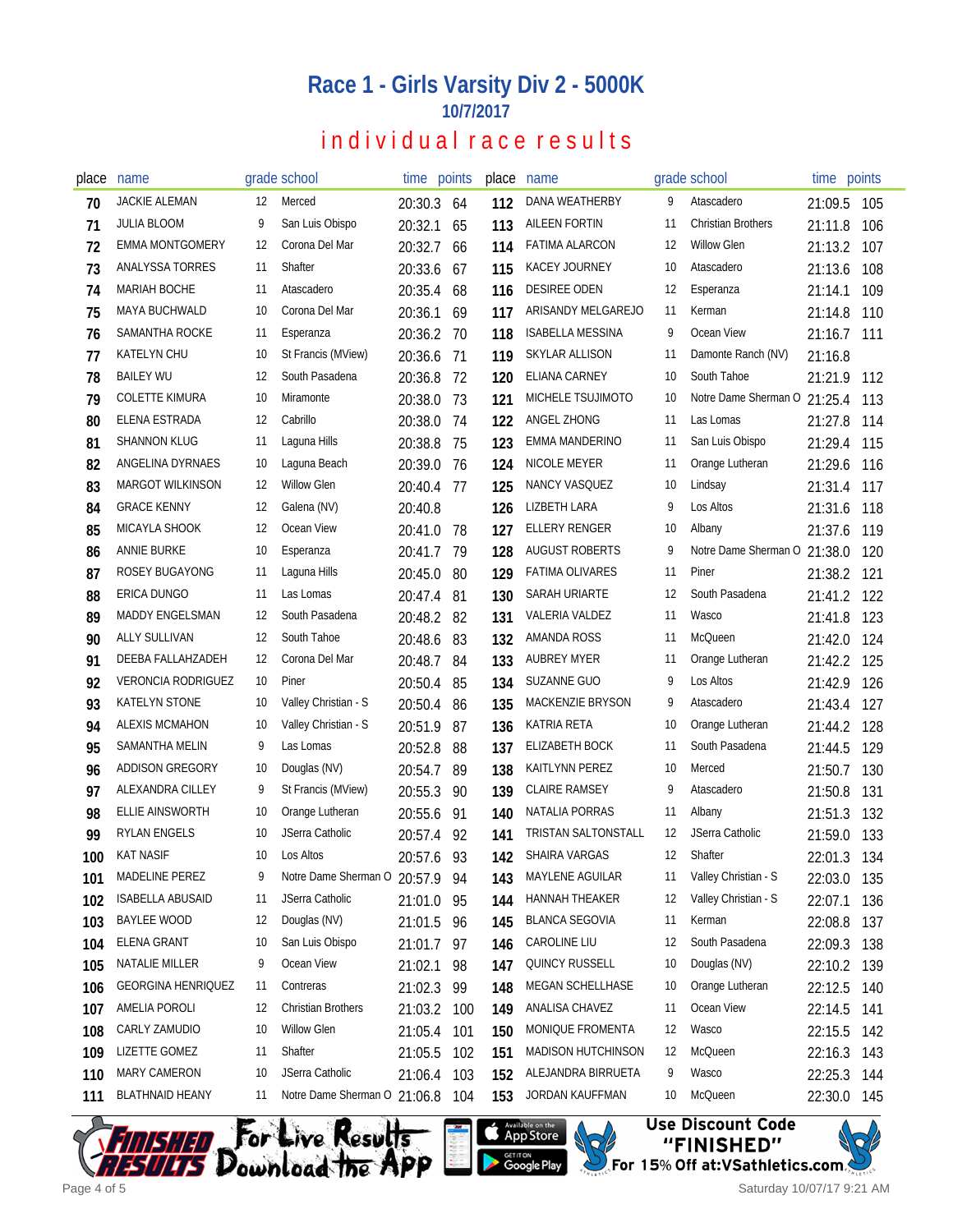# Race 1 - Girls Varsity Div 2 - 5000K

**10/7/2017**

## individual race results

| place | name | grade | school | time | points |
|---|---|---|---|---|---|
| 70 | JACKIE ALEMAN | 12 | Merced | 20:30.3 | 64 |
| 71 | JULIA BLOOM | 9 | San Luis Obispo | 20:32.1 | 65 |
| 72 | EMMA MONTGOMERY | 12 | Corona Del Mar | 20:32.7 | 66 |
| 73 | ANALYSSA TORRES | 11 | Shafter | 20:33.6 | 67 |
| 74 | MARIAH BOCHE | 11 | Atascadero | 20:35.4 | 68 |
| 75 | MAYA BUCHWALD | 10 | Corona Del Mar | 20:36.1 | 69 |
| 76 | SAMANTHA ROCKE | 11 | Esperanza | 20:36.2 | 70 |
| 77 | KATELYN CHU | 10 | St Francis (MView) | 20:36.6 | 71 |
| 78 | BAILEY WU | 12 | South Pasadena | 20:36.8 | 72 |
| 79 | COLETTE KIMURA | 10 | Miramonte | 20:38.0 | 73 |
| 80 | ELENA ESTRADA | 12 | Cabrillo | 20:38.0 | 74 |
| 81 | SHANNON KLUG | 11 | Laguna Hills | 20:38.8 | 75 |
| 82 | ANGELINA DYRNAES | 10 | Laguna Beach | 20:39.0 | 76 |
| 83 | MARGOT WILKINSON | 12 | Willow Glen | 20:40.4 | 77 |
| 84 | GRACE KENNY | 12 | Galena (NV) | 20:40.8 | |
| 85 | MICAYLA SHOOK | 12 | Ocean View | 20:41.0 | 78 |
| 86 | ANNIE BURKE | 10 | Esperanza | 20:41.7 | 79 |
| 87 | ROSEY BUGAYONG | 11 | Laguna Hills | 20:45.0 | 80 |
| 88 | ERICA DUNGO | 11 | Las Lomas | 20:47.4 | 81 |
| 89 | MADDY ENGELSMAN | 12 | South Pasadena | 20:48.2 | 82 |
| 90 | ALLY SULLIVAN | 12 | South Tahoe | 20:48.6 | 83 |
| 91 | DEEBA FALLAHZADEH | 12 | Corona Del Mar | 20:48.7 | 84 |
| 92 | VERONCIA RODRIGUEZ | 10 | Piner | 20:50.4 | 85 |
| 93 | KATELYN STONE | 10 | Valley Christian - S | 20:50.4 | 86 |
| 94 | ALEXIS MCMAHON | 10 | Valley Christian - S | 20:51.9 | 87 |
| 95 | SAMANTHA MELIN | 9 | Las Lomas | 20:52.8 | 88 |
| 96 | ADDISON GREGORY | 10 | Douglas (NV) | 20:54.7 | 89 |
| 97 | ALEXANDRA CILLEY | 9 | St Francis (MView) | 20:55.3 | 90 |
| 98 | ELLIE AINSWORTH | 10 | Orange Lutheran | 20:55.6 | 91 |
| 99 | RYLAN ENGELS | 10 | JSerra Catholic | 20:57.4 | 92 |
| 100 | KAT NASIF | 10 | Los Altos | 20:57.6 | 93 |
| 101 | MADELINE PEREZ | 9 | Notre Dame Sherman O | 20:57.9 | 94 |
| 102 | ISABELLA ABUSAID | 11 | JSerra Catholic | 21:01.0 | 95 |
| 103 | BAYLEE WOOD | 12 | Douglas (NV) | 21:01.5 | 96 |
| 104 | ELENA GRANT | 10 | San Luis Obispo | 21:01.7 | 97 |
| 105 | NATALIE MILLER | 9 | Ocean View | 21:02.1 | 98 |
| 106 | GEORGINA HENRIQUEZ | 11 | Contreras | 21:02.3 | 99 |
| 107 | AMELIA POROLI | 12 | Christian Brothers | 21:03.2 | 100 |
| 108 | CARLY ZAMUDIO | 10 | Willow Glen | 21:05.4 | 101 |
| 109 | LIZETTE GOMEZ | 11 | Shafter | 21:05.5 | 102 |
| 110 | MARY CAMERON | 10 | JSerra Catholic | 21:06.4 | 103 |
| 111 | BLATHNAID HEANY | 11 | Notre Dame Sherman O | 21:06.8 | 104 |
| 112 | DANA WEATHERBY | 9 | Atascadero | 21:09.5 | 105 |
| 113 | AILEEN FORTIN | 11 | Christian Brothers | 21:11.8 | 106 |
| 114 | FATIMA ALARCON | 12 | Willow Glen | 21:13.2 | 107 |
| 115 | KACEY JOURNEY | 10 | Atascadero | 21:13.6 | 108 |
| 116 | DESIREE ODEN | 12 | Esperanza | 21:14.1 | 109 |
| 117 | ARISANDY MELGAREJO | 11 | Kerman | 21:14.8 | 110 |
| 118 | ISABELLA MESSINA | 9 | Ocean View | 21:16.7 | 111 |
| 119 | SKYLAR ALLISON | 11 | Damonte Ranch (NV) | 21:16.8 | |
| 120 | ELIANA CARNEY | 10 | South Tahoe | 21:21.9 | 112 |
| 121 | MICHELE TSUJIMOTO | 10 | Notre Dame Sherman O | 21:25.4 | 113 |
| 122 | ANGEL ZHONG | 11 | Las Lomas | 21:27.8 | 114 |
| 123 | EMMA MANDERINO | 11 | San Luis Obispo | 21:29.4 | 115 |
| 124 | NICOLE MEYER | 11 | Orange Lutheran | 21:29.6 | 116 |
| 125 | NANCY VASQUEZ | 10 | Lindsay | 21:31.4 | 117 |
| 126 | LIZBETH LARA | 9 | Los Altos | 21:31.6 | 118 |
| 127 | ELLERY RENGER | 10 | Albany | 21:37.6 | 119 |
| 128 | AUGUST ROBERTS | 9 | Notre Dame Sherman O | 21:38.0 | 120 |
| 129 | FATIMA OLIVARES | 11 | Piner | 21:38.2 | 121 |
| 130 | SARAH URIARTE | 12 | South Pasadena | 21:41.2 | 122 |
| 131 | VALERIA VALDEZ | 11 | Wasco | 21:41.8 | 123 |
| 132 | AMANDA ROSS | 11 | McQueen | 21:42.0 | 124 |
| 133 | AUBREY MYER | 11 | Orange Lutheran | 21:42.2 | 125 |
| 134 | SUZANNE GUO | 9 | Los Altos | 21:42.9 | 126 |
| 135 | MACKENZIE BRYSON | 9 | Atascadero | 21:43.4 | 127 |
| 136 | KATRIA RETA | 10 | Orange Lutheran | 21:44.2 | 128 |
| 137 | ELIZABETH BOCK | 11 | South Pasadena | 21:44.5 | 129 |
| 138 | KAITLYNN PEREZ | 10 | Merced | 21:50.7 | 130 |
| 139 | CLAIRE RAMSEY | 9 | Atascadero | 21:50.8 | 131 |
| 140 | NATALIA PORRAS | 11 | Albany | 21:51.3 | 132 |
| 141 | TRISTAN SALTONSTALL | 12 | JSerra Catholic | 21:59.0 | 133 |
| 142 | SHAIRA VARGAS | 12 | Shafter | 22:01.3 | 134 |
| 143 | MAYLENE AGUILAR | 11 | Valley Christian - S | 22:03.0 | 135 |
| 144 | HANNAH THEAKER | 12 | Valley Christian - S | 22:07.1 | 136 |
| 145 | BLANCA SEGOVIA | 11 | Kerman | 22:08.8 | 137 |
| 146 | CAROLINE LIU | 12 | South Pasadena | 22:09.3 | 138 |
| 147 | QUINCY RUSSELL | 10 | Douglas (NV) | 22:10.2 | 139 |
| 148 | MEGAN SCHELLHASE | 10 | Orange Lutheran | 22:12.5 | 140 |
| 149 | ANALISA CHAVEZ | 11 | Ocean View | 22:14.5 | 141 |
| 150 | MONIQUE FROMENTA | 12 | Wasco | 22:15.5 | 142 |
| 151 | MADISON HUTCHINSON | 12 | McQueen | 22:16.3 | 143 |
| 152 | ALEJANDRA BIRRUETA | 9 | Wasco | 22:25.3 | 144 |
| 153 | JORDAN KAUFFMAN | 10 | McQueen | 22:30.0 | 145 |

For Live Results Download the App — Available on the App Store / Get it on Google Play

Use Discount Code "FINISHED" For 15% Off at: VSathletics.com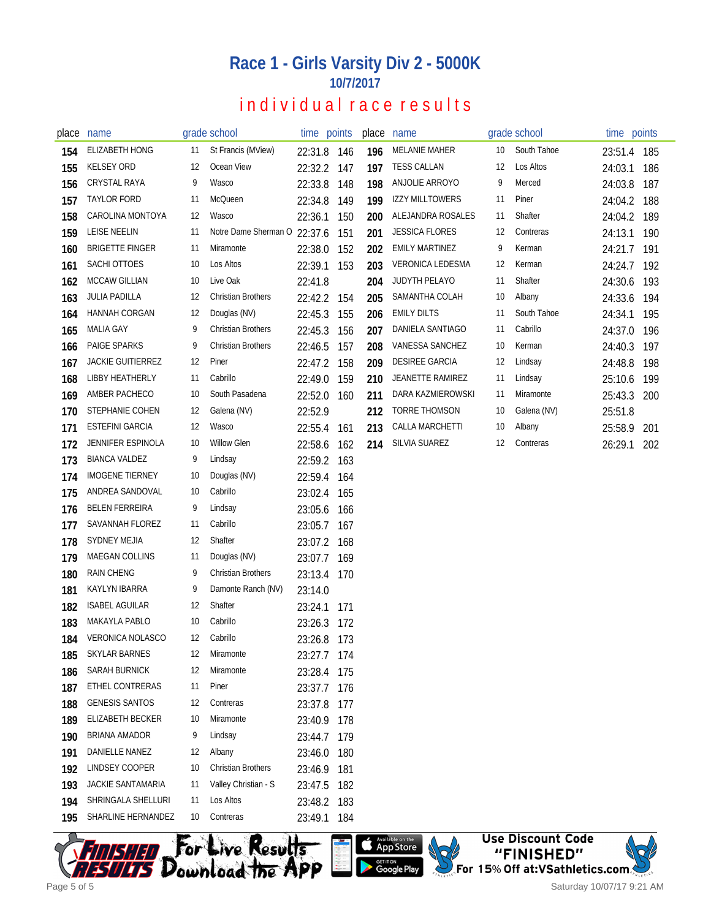# Race 1 - Girls Varsity Div 2 - 5000K

## 10/7/2017

## individual race results

| place | name | grade | school | time | points |
|---|---|---|---|---|---|
| 154 | ELIZABETH HONG | 11 | St Francis (MView) | 22:31.8 | 146 |
| 155 | KELSEY ORD | 12 | Ocean View | 22:32.2 | 147 |
| 156 | CRYSTAL RAYA | 9 | Wasco | 22:33.8 | 148 |
| 157 | TAYLOR FORD | 11 | McQueen | 22:34.8 | 149 |
| 158 | CAROLINA MONTOYA | 12 | Wasco | 22:36.1 | 150 |
| 159 | LEISE NEELIN | 11 | Notre Dame Sherman O | 22:37.6 | 151 |
| 160 | BRIGETTE FINGER | 11 | Miramonte | 22:38.0 | 152 |
| 161 | SACHI OTTOES | 10 | Los Altos | 22:39.1 | 153 |
| 162 | MCCAW GILLIAN | 10 | Live Oak | 22:41.8 | |
| 163 | JULIA PADILLA | 12 | Christian Brothers | 22:42.2 | 154 |
| 164 | HANNAH CORGAN | 12 | Douglas (NV) | 22:45.3 | 155 |
| 165 | MALIA GAY | 9 | Christian Brothers | 22:45.3 | 156 |
| 166 | PAIGE SPARKS | 9 | Christian Brothers | 22:46.5 | 157 |
| 167 | JACKIE GUITIERREZ | 12 | Piner | 22:47.2 | 158 |
| 168 | LIBBY HEATHERLY | 11 | Cabrillo | 22:49.0 | 159 |
| 169 | AMBER PACHECO | 10 | South Pasadena | 22:52.0 | 160 |
| 170 | STEPHANIE COHEN | 12 | Galena (NV) | 22:52.9 | |
| 171 | ESTEFINI GARCIA | 12 | Wasco | 22:55.4 | 161 |
| 172 | JENNIFER ESPINOLA | 10 | Willow Glen | 22:58.6 | 162 |
| 173 | BIANCA VALDEZ | 9 | Lindsay | 22:59.2 | 163 |
| 174 | IMOGENE TIERNEY | 10 | Douglas (NV) | 22:59.4 | 164 |
| 175 | ANDREA SANDOVAL | 10 | Cabrillo | 23:02.4 | 165 |
| 176 | BELEN FERREIRA | 9 | Lindsay | 23:05.6 | 166 |
| 177 | SAVANNAH FLOREZ | 11 | Cabrillo | 23:05.7 | 167 |
| 178 | SYDNEY MEJIA | 12 | Shafter | 23:07.2 | 168 |
| 179 | MAEGAN COLLINS | 11 | Douglas (NV) | 23:07.7 | 169 |
| 180 | RAIN CHENG | 9 | Christian Brothers | 23:13.4 | 170 |
| 181 | KAYLYN IBARRA | 9 | Damonte Ranch (NV) | 23:14.0 | |
| 182 | ISABEL AGUILAR | 12 | Shafter | 23:24.1 | 171 |
| 183 | MAKAYLA PABLO | 10 | Cabrillo | 23:26.3 | 172 |
| 184 | VERONICA NOLASCO | 12 | Cabrillo | 23:26.8 | 173 |
| 185 | SKYLAR BARNES | 12 | Miramonte | 23:27.7 | 174 |
| 186 | SARAH BURNICK | 12 | Miramonte | 23:28.4 | 175 |
| 187 | ETHEL CONTRERAS | 11 | Piner | 23:37.7 | 176 |
| 188 | GENESIS SANTOS | 12 | Contreras | 23:37.8 | 177 |
| 189 | ELIZABETH BECKER | 10 | Miramonte | 23:40.9 | 178 |
| 190 | BRIANA AMADOR | 9 | Lindsay | 23:44.7 | 179 |
| 191 | DANIELLE NANEZ | 12 | Albany | 23:46.0 | 180 |
| 192 | LINDSEY COOPER | 10 | Christian Brothers | 23:46.9 | 181 |
| 193 | JACKIE SANTAMARIA | 11 | Valley Christian - S | 23:47.5 | 182 |
| 194 | SHRINGALA SHELLURI | 11 | Los Altos | 23:48.2 | 183 |
| 195 | SHARLINE HERNANDEZ | 10 | Contreras | 23:49.1 | 184 |
| 196 | MELANIE MAHER | 10 | South Tahoe | 23:51.4 | 185 |
| 197 | TESS CALLAN | 12 | Los Altos | 24:03.1 | 186 |
| 198 | ANJOLIE ARROYO | 9 | Merced | 24:03.8 | 187 |
| 199 | IZZY MILLTOWERS | 11 | Piner | 24:04.2 | 188 |
| 200 | ALEJANDRA ROSALES | 11 | Shafter | 24:04.2 | 189 |
| 201 | JESSICA FLORES | 12 | Contreras | 24:13.1 | 190 |
| 202 | EMILY MARTINEZ | 9 | Kerman | 24:21.7 | 191 |
| 203 | VERONICA LEDESMA | 12 | Kerman | 24:24.7 | 192 |
| 204 | JUDYTH PELAYO | 11 | Shafter | 24:30.6 | 193 |
| 205 | SAMANTHA COLAH | 10 | Albany | 24:33.6 | 194 |
| 206 | EMILY DILTS | 11 | South Tahoe | 24:34.1 | 195 |
| 207 | DANIELA SANTIAGO | 11 | Cabrillo | 24:37.0 | 196 |
| 208 | VANESSA SANCHEZ | 10 | Kerman | 24:40.3 | 197 |
| 209 | DESIREE GARCIA | 12 | Lindsay | 24:48.8 | 198 |
| 210 | JEANETTE RAMIREZ | 11 | Lindsay | 25:10.6 | 199 |
| 211 | DARA KAZMIEROWSKI | 11 | Miramonte | 25:43.3 | 200 |
| 212 | TORRE THOMSON | 10 | Galena (NV) | 25:51.8 | |
| 213 | CALLA MARCHETTI | 10 | Albany | 25:58.9 | 201 |
| 214 | SILVIA SUAREZ | 12 | Contreras | 26:29.1 | 202 |

For Live Results Download the App

Available on the App Store | GET IT ON Google Play

Use Discount Code "FINISHED" For 15% Off at:VSathletics.com

Saturday 10/07/17 9:21 AM